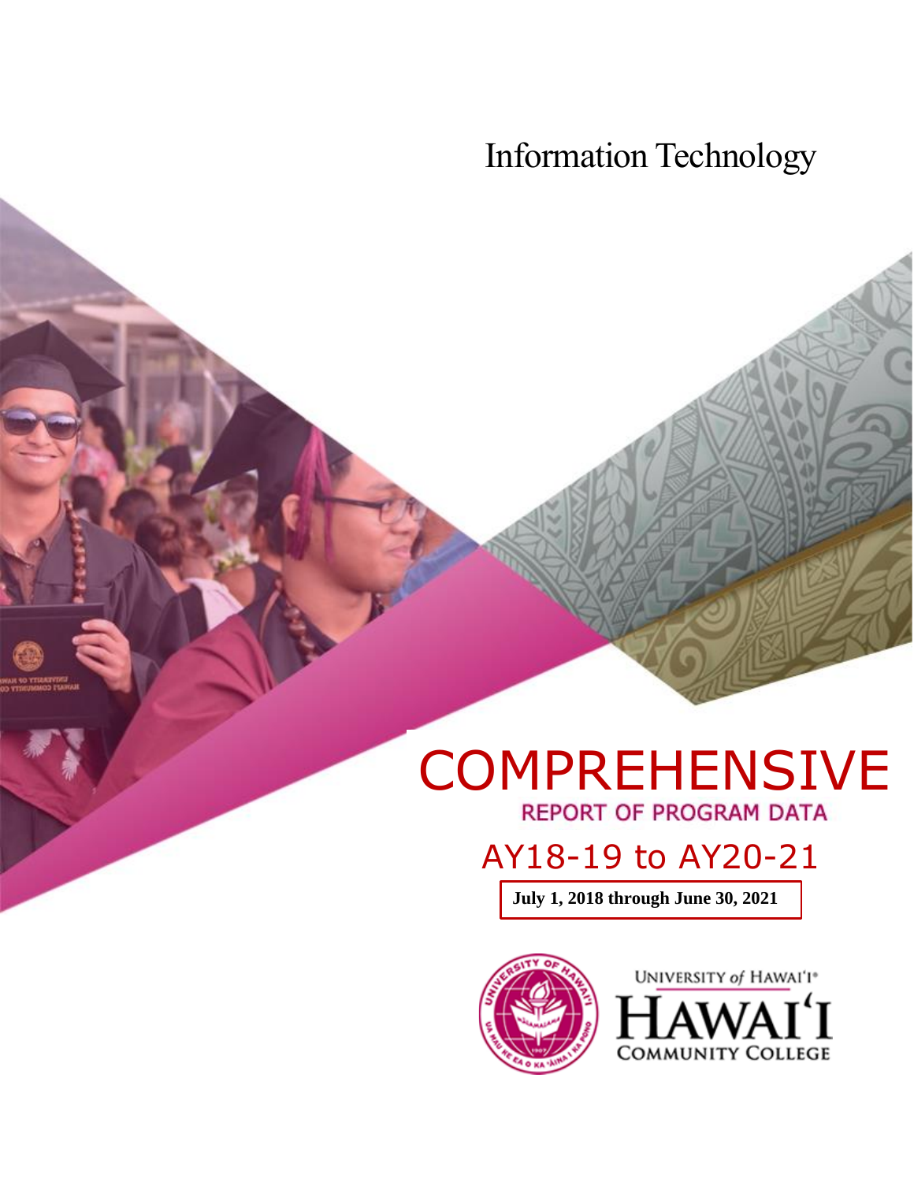# Information Technology

# COMPREHENSIVE

## REPORT OF PROGRAM DATA

## AY18-19 to AY20-21

**July 1, 2018 through June 30, 2021**

UNIVERSITY of HAWAI'I®
HAWAI'I COMMUNITY COLLEGE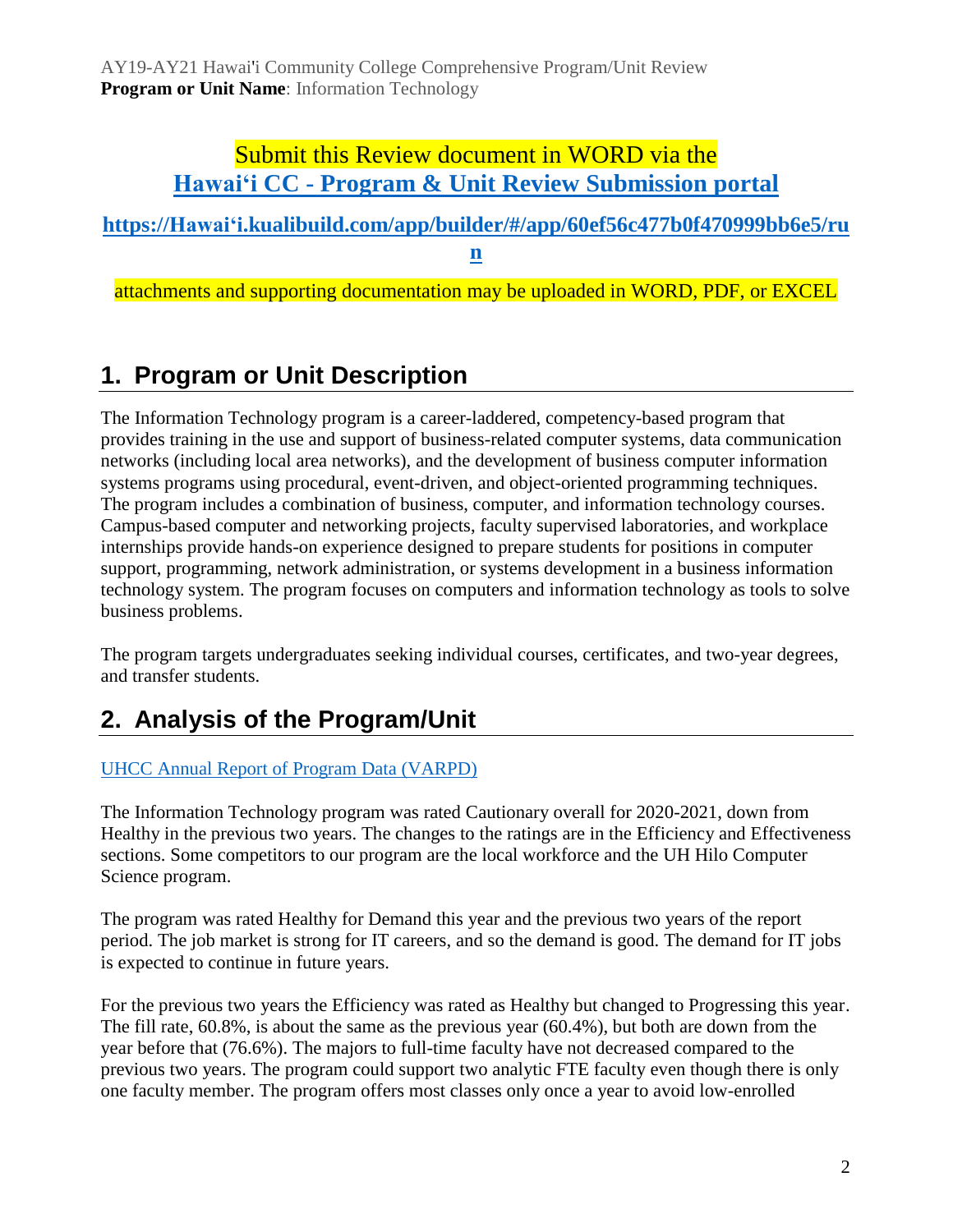Submit this Review document in WORD via the **Hawaiʻi CC - Program & Unit Review Submission portal**

**https://Hawai'i.kualibuild.com/app/builder/#/app/60ef56c477b0f470999bb6e5/run**

attachments and supporting documentation may be uploaded in WORD, PDF, or EXCEL

## 1. Program or Unit Description

The Information Technology program is a career-laddered, competency-based program that provides training in the use and support of business-related computer systems, data communication networks (including local area networks), and the development of business computer information systems programs using procedural, event-driven, and object-oriented programming techniques. The program includes a combination of business, computer, and information technology courses. Campus-based computer and networking projects, faculty supervised laboratories, and workplace internships provide hands-on experience designed to prepare students for positions in computer support, programming, network administration, or systems development in a business information technology system. The program focuses on computers and information technology as tools to solve business problems.

The program targets undergraduates seeking individual courses, certificates, and two-year degrees, and transfer students.

## 2. Analysis of the Program/Unit

UHCC Annual Report of Program Data (VARPD)

The Information Technology program was rated Cautionary overall for 2020-2021, down from Healthy in the previous two years. The changes to the ratings are in the Efficiency and Effectiveness sections. Some competitors to our program are the local workforce and the UH Hilo Computer Science program.

The program was rated Healthy for Demand this year and the previous two years of the report period. The job market is strong for IT careers, and so the demand is good. The demand for IT jobs is expected to continue in future years.

For the previous two years the Efficiency was rated as Healthy but changed to Progressing this year. The fill rate, 60.8%, is about the same as the previous year (60.4%), but both are down from the year before that (76.6%). The majors to full-time faculty have not decreased compared to the previous two years. The program could support two analytic FTE faculty even though there is only one faculty member. The program offers most classes only once a year to avoid low-enrolled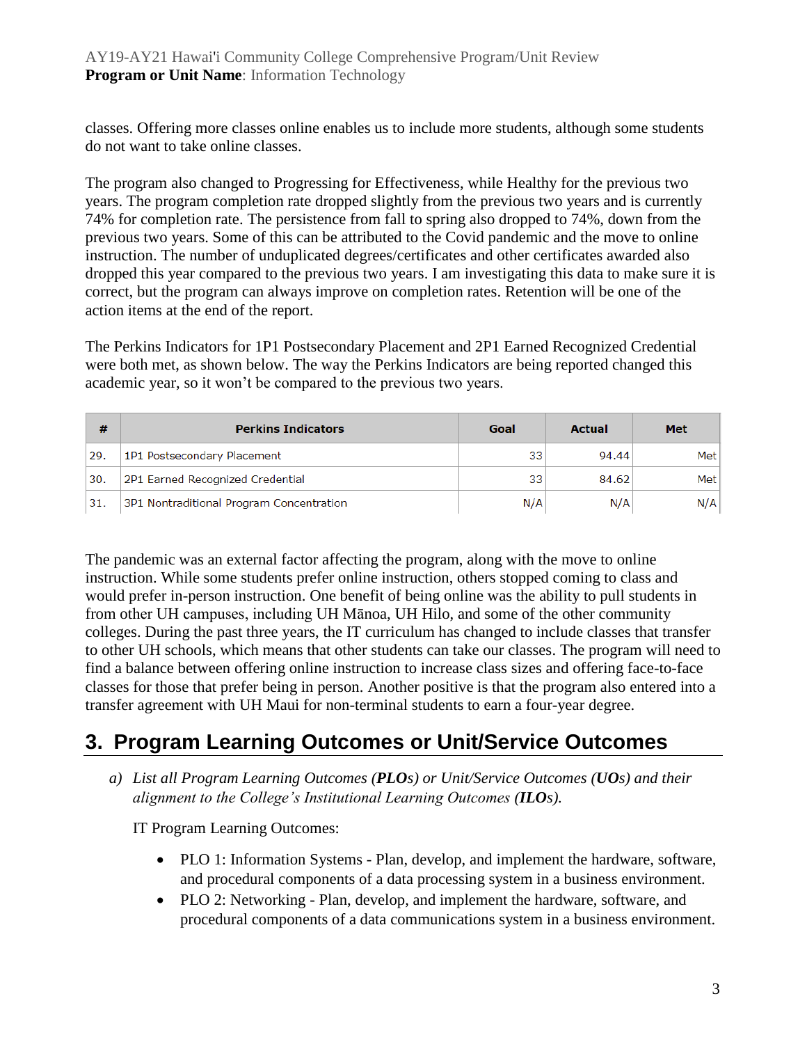classes. Offering more classes online enables us to include more students, although some students do not want to take online classes.

The program also changed to Progressing for Effectiveness, while Healthy for the previous two years. The program completion rate dropped slightly from the previous two years and is currently 74% for completion rate. The persistence from fall to spring also dropped to 74%, down from the previous two years. Some of this can be attributed to the Covid pandemic and the move to online instruction. The number of unduplicated degrees/certificates and other certificates awarded also dropped this year compared to the previous two years. I am investigating this data to make sure it is correct, but the program can always improve on completion rates. Retention will be one of the action items at the end of the report.

The Perkins Indicators for 1P1 Postsecondary Placement and 2P1 Earned Recognized Credential were both met, as shown below. The way the Perkins Indicators are being reported changed this academic year, so it won't be compared to the previous two years.

| # | Perkins Indicators | Goal | Actual | Met |
|---|---|---|---|---|
| 29. | 1P1 Postsecondary Placement | 33 | 94.44 | Met |
| 30. | 2P1 Earned Recognized Credential | 33 | 84.62 | Met |
| 31. | 3P1 Nontraditional Program Concentration | N/A | N/A | N/A |

The pandemic was an external factor affecting the program, along with the move to online instruction. While some students prefer online instruction, others stopped coming to class and would prefer in-person instruction. One benefit of being online was the ability to pull students in from other UH campuses, including UH Mānoa, UH Hilo, and some of the other community colleges. During the past three years, the IT curriculum has changed to include classes that transfer to other UH schools, which means that other students can take our classes. The program will need to find a balance between offering online instruction to increase class sizes and offering face-to-face classes for those that prefer being in person. Another positive is that the program also entered into a transfer agreement with UH Maui for non-terminal students to earn a four-year degree.

## 3. Program Learning Outcomes or Unit/Service Outcomes

a) *List all Program Learning Outcomes (**PLOs**) or Unit/Service Outcomes (**UOs**) and their alignment to the College's Institutional Learning Outcomes (**ILOs**).*

IT Program Learning Outcomes:

- PLO 1: Information Systems - Plan, develop, and implement the hardware, software, and procedural components of a data processing system in a business environment.
- PLO 2: Networking - Plan, develop, and implement the hardware, software, and procedural components of a data communications system in a business environment.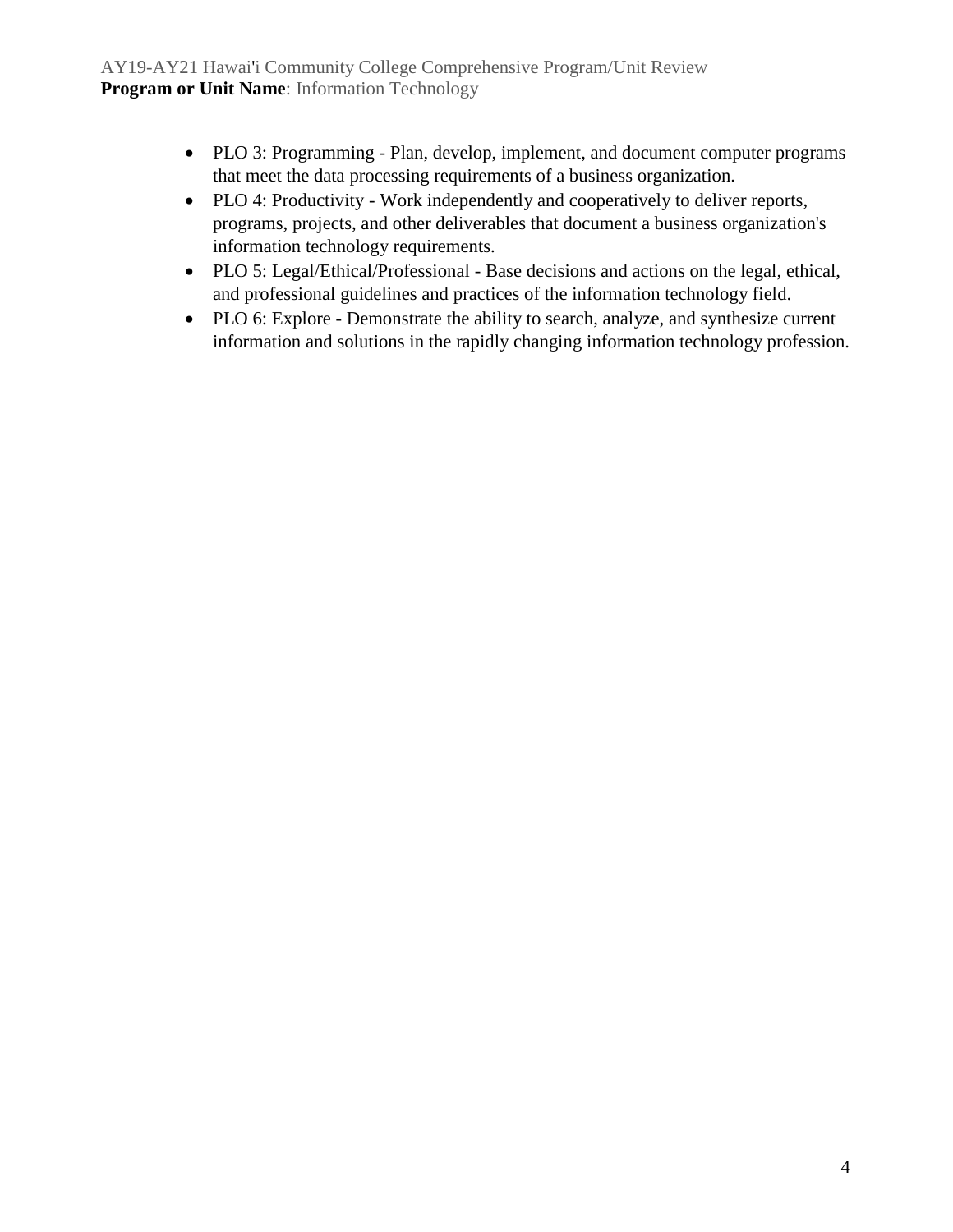- PLO 3: Programming - Plan, develop, implement, and document computer programs that meet the data processing requirements of a business organization.
- PLO 4: Productivity - Work independently and cooperatively to deliver reports, programs, projects, and other deliverables that document a business organization's information technology requirements.
- PLO 5: Legal/Ethical/Professional - Base decisions and actions on the legal, ethical, and professional guidelines and practices of the information technology field.
- PLO 6: Explore - Demonstrate the ability to search, analyze, and synthesize current information and solutions in the rapidly changing information technology profession.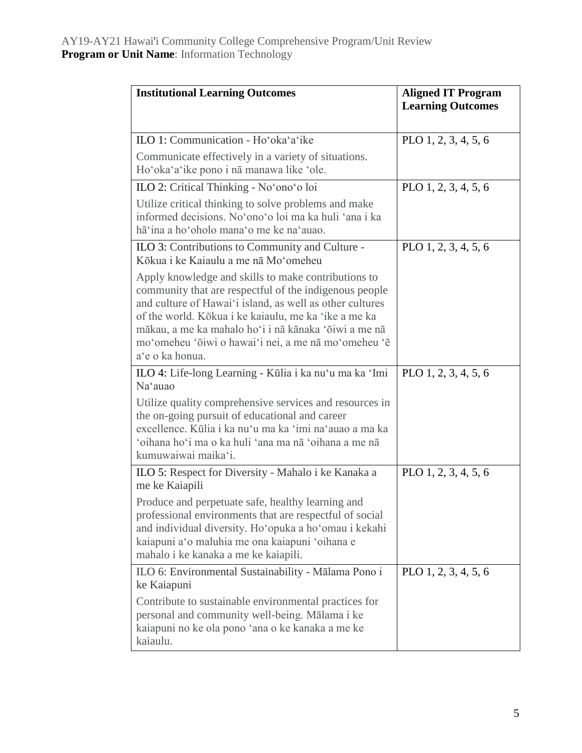| Institutional Learning Outcomes | Aligned IT Program Learning Outcomes |
|---|---|
| ILO 1: Communication - Hoʻokaʻaʻike<br><br>Communicate effectively in a variety of situations. Hoʻokaʻaʻike pono i nā manawa like ʻole. | PLO 1, 2, 3, 4, 5, 6 |
| ILO 2: Critical Thinking - Noʻonoʻo loi<br><br>Utilize critical thinking to solve problems and make informed decisions. Noʻonoʻo loi ma ka huli ʻana i ka hāʻina a hoʻoholo manaʻo me ke naʻauao. | PLO 1, 2, 3, 4, 5, 6 |
| ILO 3: Contributions to Community and Culture - Kōkua i ke Kaiaulu a me nā Moʻomeheu<br><br>Apply knowledge and skills to make contributions to community that are respectful of the indigenous people and culture of Hawaiʻi island, as well as other cultures of the world. Kōkua i ke kaiaulu, me ka ʻike a me ka mākau, a me ka mahalo hoʻi i nā kānaka ʻōiwi a me nā moʻomeheu ʻōiwi o hawaiʻi nei, a me nā moʻomeheu ʻē aʻe o ka honua. | PLO 1, 2, 3, 4, 5, 6 |
| ILO 4: Life-long Learning - Kūlia i ka nuʻu ma ka ʻImi Naʻauao<br><br>Utilize quality comprehensive services and resources in the on-going pursuit of educational and career excellence. Kūlia i ka nuʻu ma ka ʻimi naʻauao a ma ka ʻoihana hoʻi ma o ka huli ʻana ma nā ʻoihana a me nā kumuwaiwai maikaʻi. | PLO 1, 2, 3, 4, 5, 6 |
| ILO 5: Respect for Diversity - Mahalo i ke Kanaka a me ke Kaiapili<br><br>Produce and perpetuate safe, healthy learning and professional environments that are respectful of social and individual diversity. Hoʻopuka a hoʻomau i kekahi kaiapuni aʻo maluhia me ona kaiapuni ʻoihana e mahalo i ke kanaka a me ke kaiapili. | PLO 1, 2, 3, 4, 5, 6 |
| ILO 6: Environmental Sustainability - Mālama Pono i ke Kaiapuni<br><br>Contribute to sustainable environmental practices for personal and community well-being. Mālama i ke kaiapuni no ke ola pono ʻana o ke kanaka a me ke kaiaulu. | PLO 1, 2, 3, 4, 5, 6 |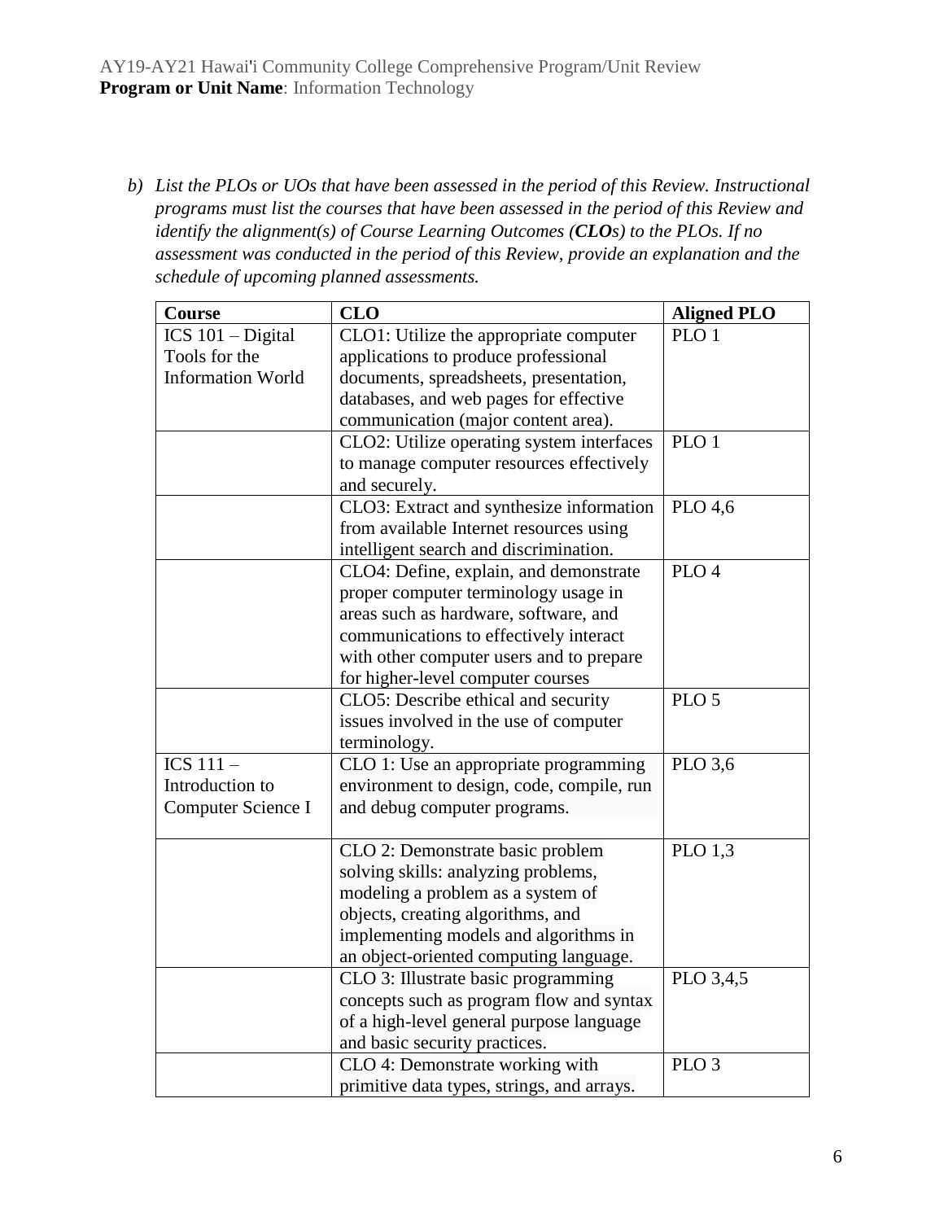b) *List the PLOs or UOs that have been assessed in the period of this Review. Instructional programs must list the courses that have been assessed in the period of this Review and identify the alignment(s) of Course Learning Outcomes (**CLOs**) to the PLOs. If no assessment was conducted in the period of this Review, provide an explanation and the schedule of upcoming planned assessments.*

| Course | CLO | Aligned PLO |
|---|---|---|
| ICS 101 – Digital Tools for the Information World | CLO1: Utilize the appropriate computer applications to produce professional documents, spreadsheets, presentation, databases, and web pages for effective communication (major content area). | PLO 1 |
| | CLO2: Utilize operating system interfaces to manage computer resources effectively and securely. | PLO 1 |
| | CLO3: Extract and synthesize information from available Internet resources using intelligent search and discrimination. | PLO 4,6 |
| | CLO4: Define, explain, and demonstrate proper computer terminology usage in areas such as hardware, software, and communications to effectively interact with other computer users and to prepare for higher-level computer courses | PLO 4 |
| | CLO5: Describe ethical and security issues involved in the use of computer terminology. | PLO 5 |
| ICS 111 – Introduction to Computer Science I | CLO 1: Use an appropriate programming environment to design, code, compile, run and debug computer programs. | PLO 3,6 |
| | CLO 2: Demonstrate basic problem solving skills: analyzing problems, modeling a problem as a system of objects, creating algorithms, and implementing models and algorithms in an object-oriented computing language. | PLO 1,3 |
| | CLO 3: Illustrate basic programming concepts such as program flow and syntax of a high-level general purpose language and basic security practices. | PLO 3,4,5 |
| | CLO 4: Demonstrate working with primitive data types, strings, and arrays. | PLO 3 |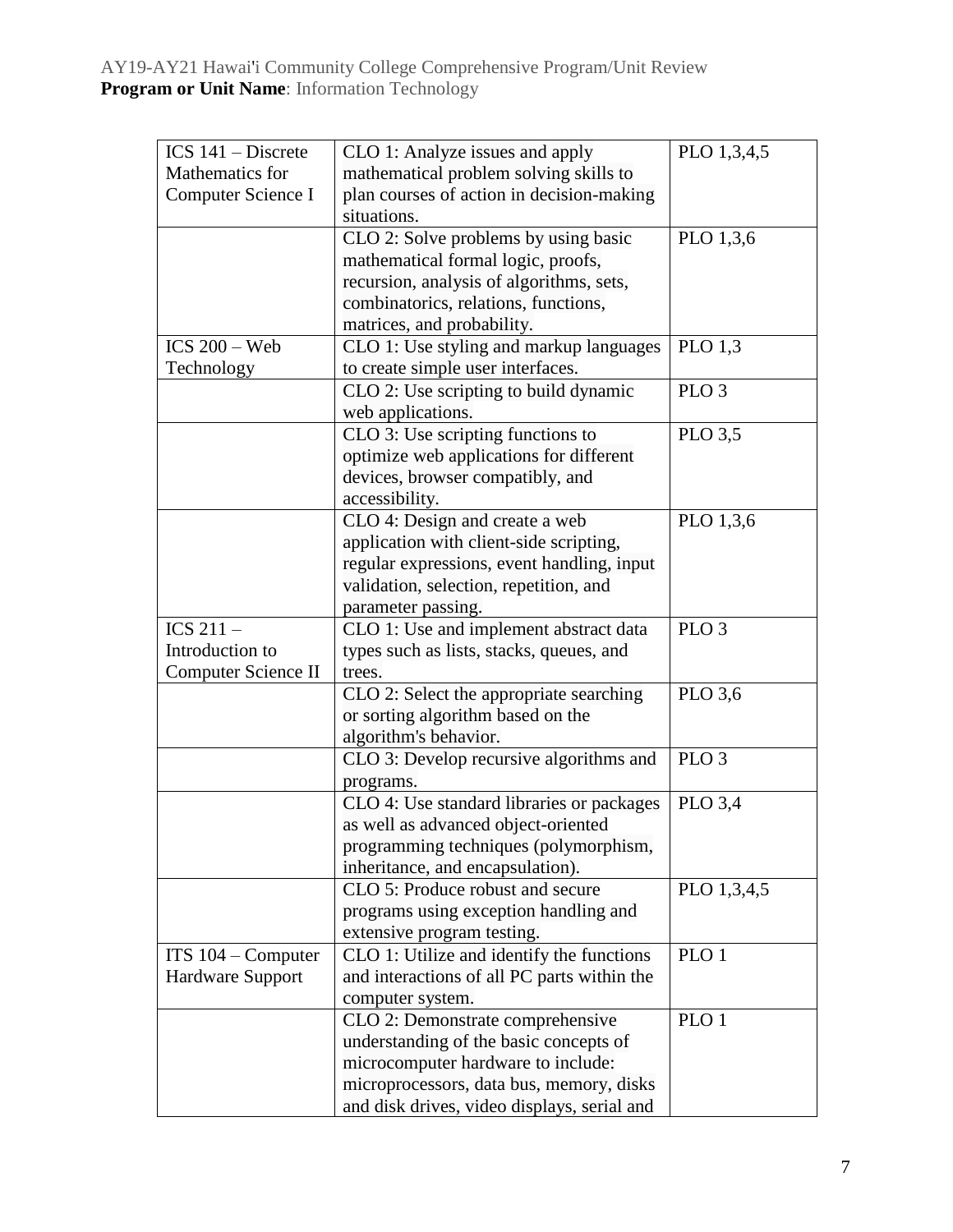| | | |
|---|---|---|
| ICS 141 – Discrete Mathematics for Computer Science I | CLO 1: Analyze issues and apply mathematical problem solving skills to plan courses of action in decision-making situations. | PLO 1,3,4,5 |
| | CLO 2: Solve problems by using basic mathematical formal logic, proofs, recursion, analysis of algorithms, sets, combinatorics, relations, functions, matrices, and probability. | PLO 1,3,6 |
| ICS 200 – Web Technology | CLO 1: Use styling and markup languages to create simple user interfaces. | PLO 1,3 |
| | CLO 2: Use scripting to build dynamic web applications. | PLO 3 |
| | CLO 3: Use scripting functions to optimize web applications for different devices, browser compatibly, and accessibility. | PLO 3,5 |
| | CLO 4: Design and create a web application with client-side scripting, regular expressions, event handling, input validation, selection, repetition, and parameter passing. | PLO 1,3,6 |
| ICS 211 – Introduction to Computer Science II | CLO 1: Use and implement abstract data types such as lists, stacks, queues, and trees. | PLO 3 |
| | CLO 2: Select the appropriate searching or sorting algorithm based on the algorithm's behavior. | PLO 3,6 |
| | CLO 3: Develop recursive algorithms and programs. | PLO 3 |
| | CLO 4: Use standard libraries or packages as well as advanced object-oriented programming techniques (polymorphism, inheritance, and encapsulation). | PLO 3,4 |
| | CLO 5: Produce robust and secure programs using exception handling and extensive program testing. | PLO 1,3,4,5 |
| ITS 104 – Computer Hardware Support | CLO 1: Utilize and identify the functions and interactions of all PC parts within the computer system. | PLO 1 |
| | CLO 2: Demonstrate comprehensive understanding of the basic concepts of microcomputer hardware to include: microprocessors, data bus, memory, disks and disk drives, video displays, serial and | PLO 1 |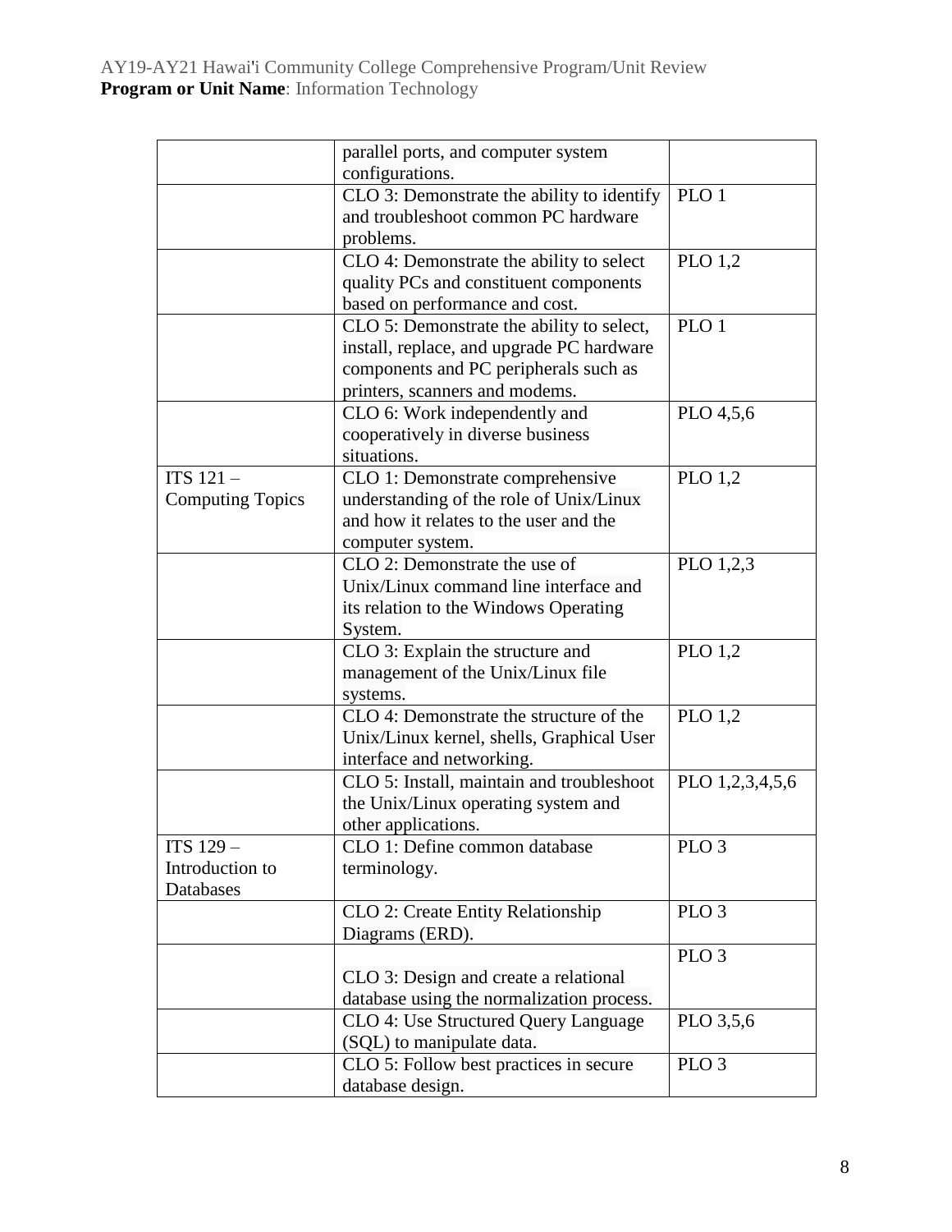| | | |
|---|---|---|
| | parallel ports, and computer system configurations. | |
| | CLO 3: Demonstrate the ability to identify and troubleshoot common PC hardware problems. | PLO 1 |
| | CLO 4: Demonstrate the ability to select quality PCs and constituent components based on performance and cost. | PLO 1,2 |
| | CLO 5: Demonstrate the ability to select, install, replace, and upgrade PC hardware components and PC peripherals such as printers, scanners and modems. | PLO 1 |
| | CLO 6: Work independently and cooperatively in diverse business situations. | PLO 4,5,6 |
| ITS 121 – Computing Topics | CLO 1: Demonstrate comprehensive understanding of the role of Unix/Linux and how it relates to the user and the computer system. | PLO 1,2 |
| | CLO 2: Demonstrate the use of Unix/Linux command line interface and its relation to the Windows Operating System. | PLO 1,2,3 |
| | CLO 3: Explain the structure and management of the Unix/Linux file systems. | PLO 1,2 |
| | CLO 4: Demonstrate the structure of the Unix/Linux kernel, shells, Graphical User interface and networking. | PLO 1,2 |
| | CLO 5: Install, maintain and troubleshoot the Unix/Linux operating system and other applications. | PLO 1,2,3,4,5,6 |
| ITS 129 – Introduction to Databases | CLO 1: Define common database terminology. | PLO 3 |
| | CLO 2: Create Entity Relationship Diagrams (ERD). | PLO 3 |
| | CLO 3: Design and create a relational database using the normalization process. | PLO 3 |
| | CLO 4: Use Structured Query Language (SQL) to manipulate data. | PLO 3,5,6 |
| | CLO 5: Follow best practices in secure database design. | PLO 3 |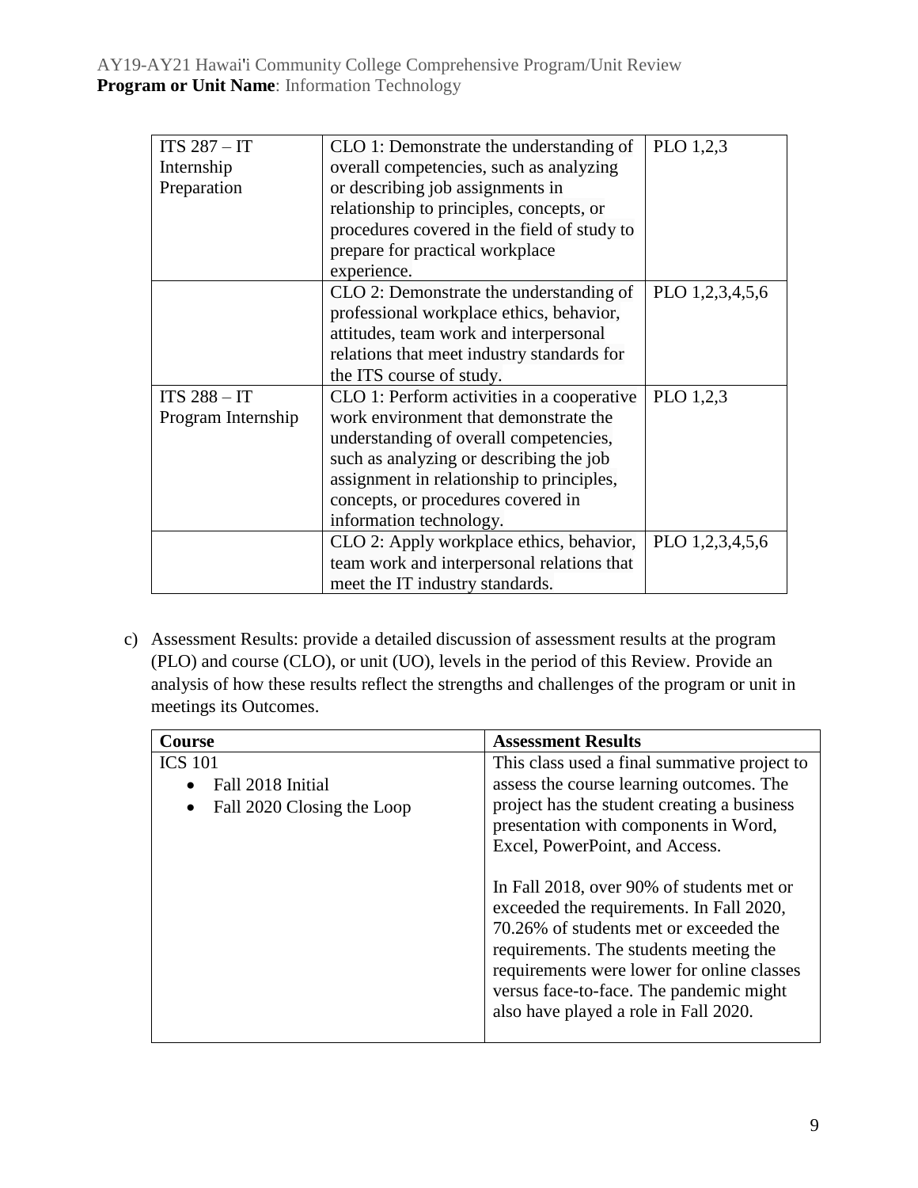| | | |
|---|---|---|
| ITS 287 – IT Internship Preparation | CLO 1: Demonstrate the understanding of overall competencies, such as analyzing or describing job assignments in relationship to principles, concepts, or procedures covered in the field of study to prepare for practical workplace experience. | PLO 1,2,3 |
| | CLO 2: Demonstrate the understanding of professional workplace ethics, behavior, attitudes, team work and interpersonal relations that meet industry standards for the ITS course of study. | PLO 1,2,3,4,5,6 |
| ITS 288 – IT Program Internship | CLO 1: Perform activities in a cooperative work environment that demonstrate the understanding of overall competencies, such as analyzing or describing the job assignment in relationship to principles, concepts, or procedures covered in information technology. | PLO 1,2,3 |
| | CLO 2: Apply workplace ethics, behavior, team work and interpersonal relations that meet the IT industry standards. | PLO 1,2,3,4,5,6 |

c) Assessment Results: provide a detailed discussion of assessment results at the program (PLO) and course (CLO), or unit (UO), levels in the period of this Review. Provide an analysis of how these results reflect the strengths and challenges of the program or unit in meetings its Outcomes.

| **Course** | **Assessment Results** |
|---|---|
| ICS 101<br>• Fall 2018 Initial<br>• Fall 2020 Closing the Loop | This class used a final summative project to assess the course learning outcomes. The project has the student creating a business presentation with components in Word, Excel, PowerPoint, and Access.<br><br>In Fall 2018, over 90% of students met or exceeded the requirements. In Fall 2020, 70.26% of students met or exceeded the requirements. The students meeting the requirements were lower for online classes versus face-to-face. The pandemic might also have played a role in Fall 2020. |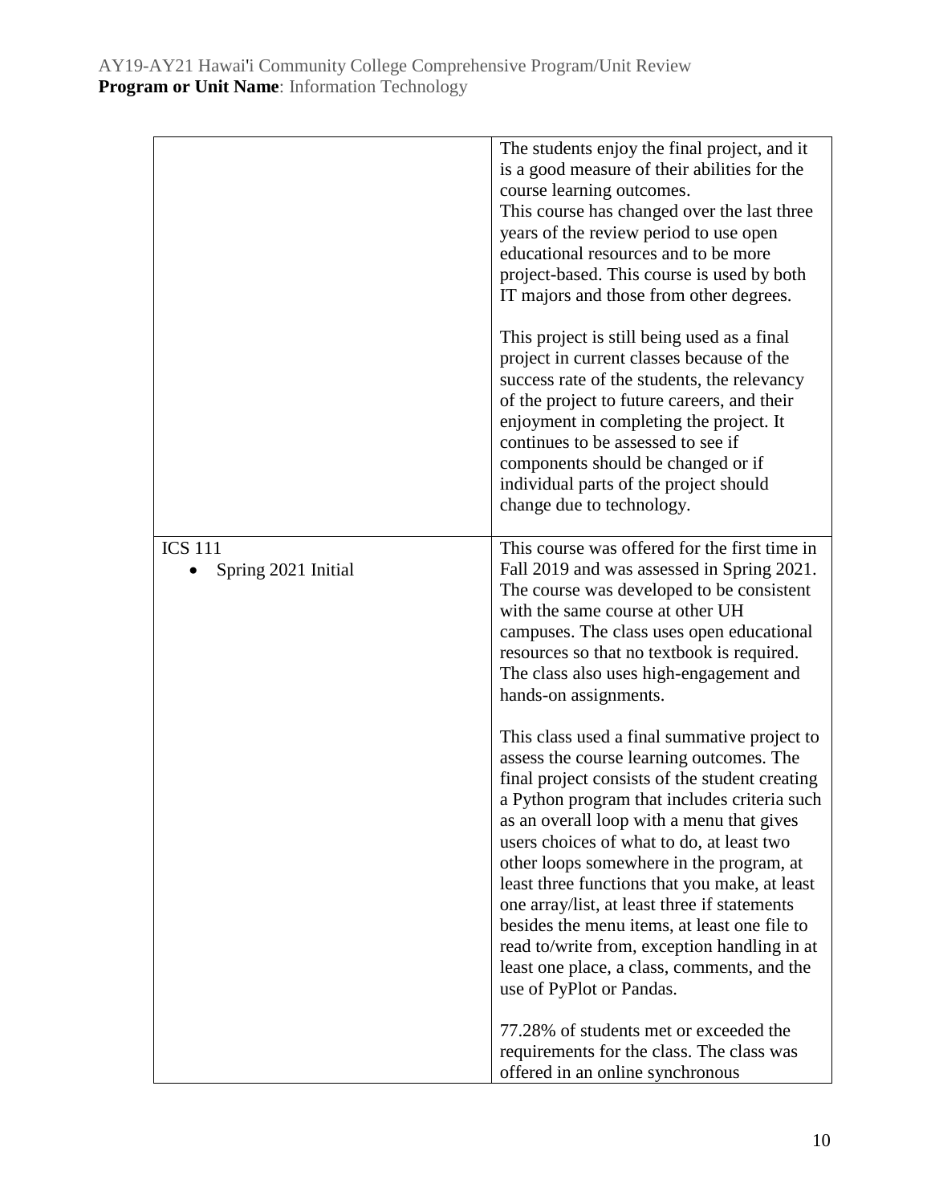| | |
|---|---|
| | The students enjoy the final project, and it is a good measure of their abilities for the course learning outcomes.<br>This course has changed over the last three years of the review period to use open educational resources and to be more project-based. This course is used by both IT majors and those from other degrees.<br><br>This project is still being used as a final project in current classes because of the success rate of the students, the relevancy of the project to future careers, and their enjoyment in completing the project. It continues to be assessed to see if components should be changed or if individual parts of the project should change due to technology. |
| ICS 111<br>• Spring 2021 Initial | This course was offered for the first time in Fall 2019 and was assessed in Spring 2021. The course was developed to be consistent with the same course at other UH campuses. The class uses open educational resources so that no textbook is required. The class also uses high-engagement and hands-on assignments.<br><br>This class used a final summative project to assess the course learning outcomes. The final project consists of the student creating a Python program that includes criteria such as an overall loop with a menu that gives users choices of what to do, at least two other loops somewhere in the program, at least three functions that you make, at least one array/list, at least three if statements besides the menu items, at least one file to read to/write from, exception handling in at least one place, a class, comments, and the use of PyPlot or Pandas.<br><br>77.28% of students met or exceeded the requirements for the class. The class was offered in an online synchronous |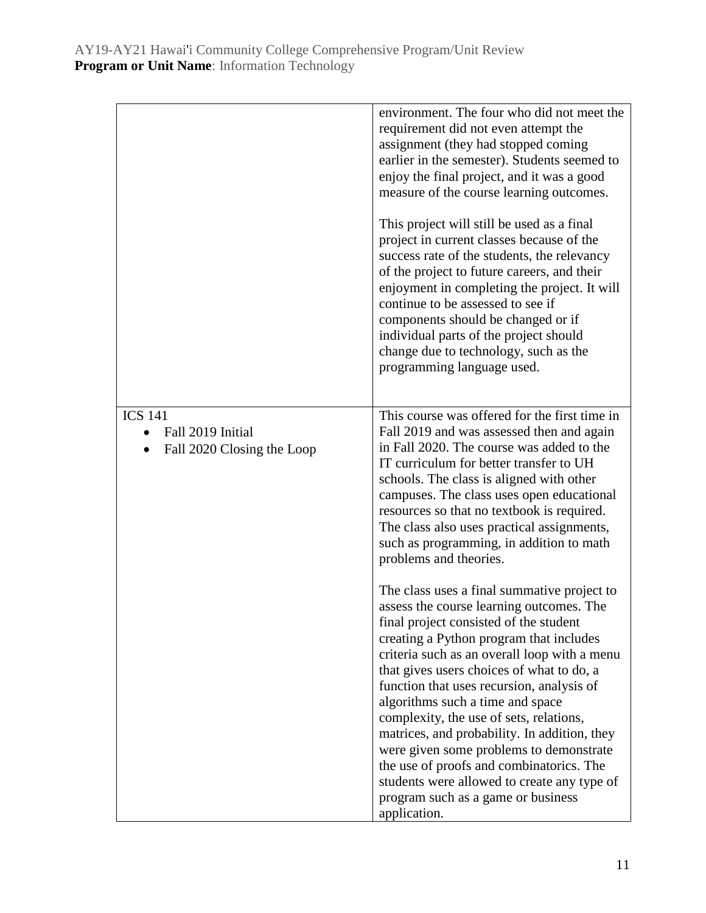| | |
|---|---|
| | environment. The four who did not meet the requirement did not even attempt the assignment (they had stopped coming earlier in the semester). Students seemed to enjoy the final project, and it was a good measure of the course learning outcomes.<br><br>This project will still be used as a final project in current classes because of the success rate of the students, the relevancy of the project to future careers, and their enjoyment in completing the project. It will continue to be assessed to see if components should be changed or if individual parts of the project should change due to technology, such as the programming language used. |
| ICS 141<br>• Fall 2019 Initial<br>• Fall 2020 Closing the Loop | This course was offered for the first time in Fall 2019 and was assessed then and again in Fall 2020. The course was added to the IT curriculum for better transfer to UH schools. The class is aligned with other campuses. The class uses open educational resources so that no textbook is required. The class also uses practical assignments, such as programming, in addition to math problems and theories.<br><br>The class uses a final summative project to assess the course learning outcomes. The final project consisted of the student creating a Python program that includes criteria such as an overall loop with a menu that gives users choices of what to do, a function that uses recursion, analysis of algorithms such a time and space complexity, the use of sets, relations, matrices, and probability. In addition, they were given some problems to demonstrate the use of proofs and combinatorics. The students were allowed to create any type of program such as a game or business application. |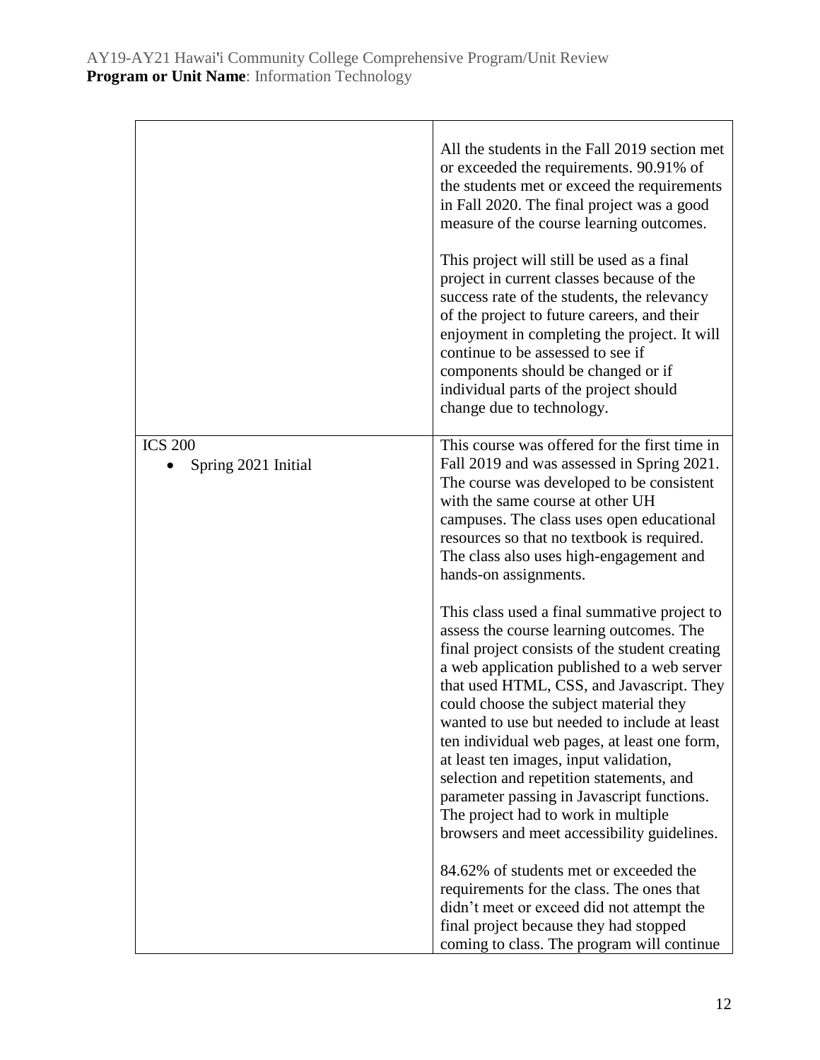| | |
|---|---|
| | All the students in the Fall 2019 section met or exceeded the requirements. 90.91% of the students met or exceed the requirements in Fall 2020. The final project was a good measure of the course learning outcomes.<br><br>This project will still be used as a final project in current classes because of the success rate of the students, the relevancy of the project to future careers, and their enjoyment in completing the project. It will continue to be assessed to see if components should be changed or if individual parts of the project should change due to technology. |
| ICS 200<br>• Spring 2021 Initial | This course was offered for the first time in Fall 2019 and was assessed in Spring 2021. The course was developed to be consistent with the same course at other UH campuses. The class uses open educational resources so that no textbook is required. The class also uses high-engagement and hands-on assignments.<br><br>This class used a final summative project to assess the course learning outcomes. The final project consists of the student creating a web application published to a web server that used HTML, CSS, and Javascript. They could choose the subject material they wanted to use but needed to include at least ten individual web pages, at least one form, at least ten images, input validation, selection and repetition statements, and parameter passing in Javascript functions. The project had to work in multiple browsers and meet accessibility guidelines.<br><br>84.62% of students met or exceeded the requirements for the class. The ones that didn't meet or exceed did not attempt the final project because they had stopped coming to class. The program will continue |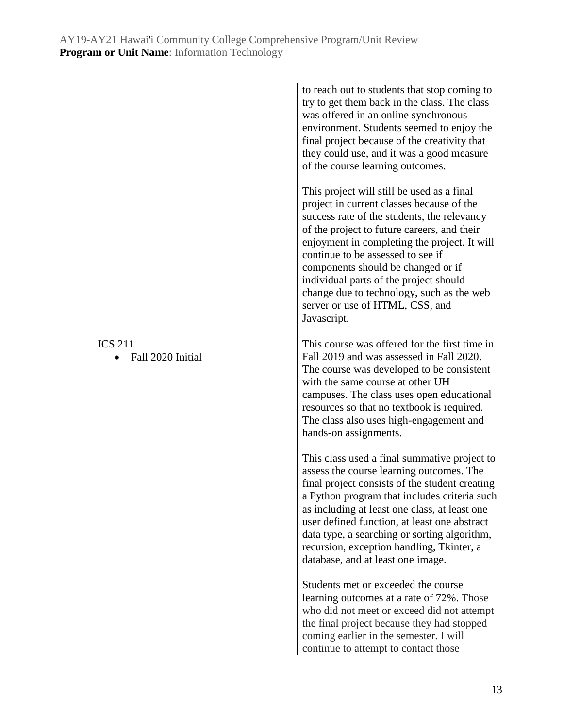| | |
|---|---|
| | to reach out to students that stop coming to try to get them back in the class. The class was offered in an online synchronous environment. Students seemed to enjoy the final project because of the creativity that they could use, and it was a good measure of the course learning outcomes.<br><br>This project will still be used as a final project in current classes because of the success rate of the students, the relevancy of the project to future careers, and their enjoyment in completing the project. It will continue to be assessed to see if components should be changed or if individual parts of the project should change due to technology, such as the web server or use of HTML, CSS, and Javascript. |
| ICS 211<br>• Fall 2020 Initial | This course was offered for the first time in Fall 2019 and was assessed in Fall 2020. The course was developed to be consistent with the same course at other UH campuses. The class uses open educational resources so that no textbook is required. The class also uses high-engagement and hands-on assignments.<br><br>This class used a final summative project to assess the course learning outcomes. The final project consists of the student creating a Python program that includes criteria such as including at least one class, at least one user defined function, at least one abstract data type, a searching or sorting algorithm, recursion, exception handling, Tkinter, a database, and at least one image.<br><br>Students met or exceeded the course learning outcomes at a rate of 72%. Those who did not meet or exceed did not attempt the final project because they had stopped coming earlier in the semester. I will continue to attempt to contact those |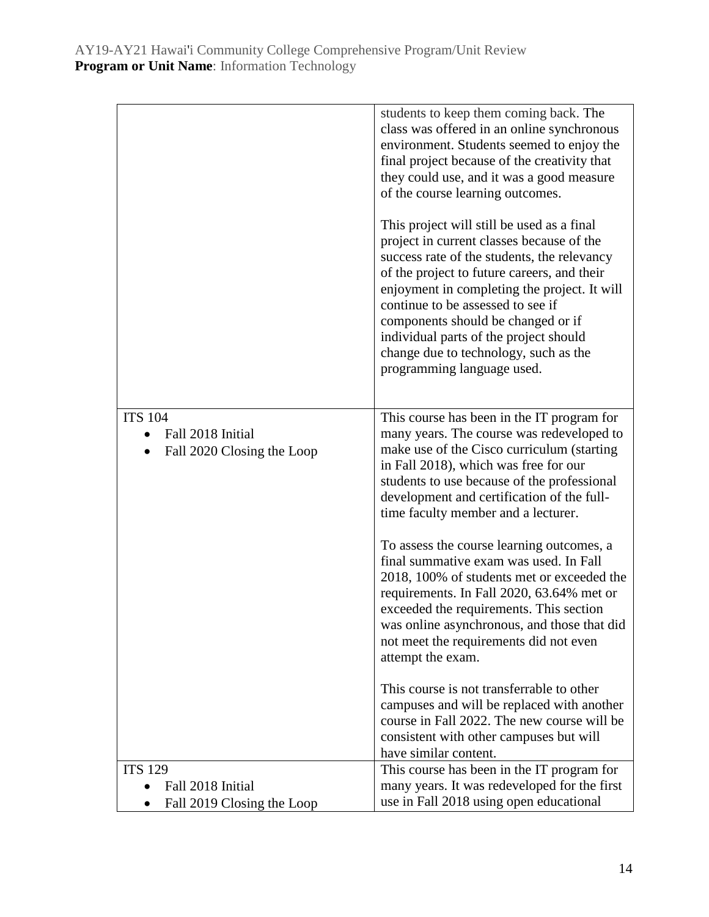| | |
|---|---|
| | students to keep them coming back. The class was offered in an online synchronous environment. Students seemed to enjoy the final project because of the creativity that they could use, and it was a good measure of the course learning outcomes.<br><br>This project will still be used as a final project in current classes because of the success rate of the students, the relevancy of the project to future careers, and their enjoyment in completing the project. It will continue to be assessed to see if components should be changed or if individual parts of the project should change due to technology, such as the programming language used. |
| ITS 104<br>• Fall 2018 Initial<br>• Fall 2020 Closing the Loop | This course has been in the IT program for many years. The course was redeveloped to make use of the Cisco curriculum (starting in Fall 2018), which was free for our students to use because of the professional development and certification of the full-time faculty member and a lecturer.<br><br>To assess the course learning outcomes, a final summative exam was used. In Fall 2018, 100% of students met or exceeded the requirements. In Fall 2020, 63.64% met or exceeded the requirements. This section was online asynchronous, and those that did not meet the requirements did not even attempt the exam.<br><br>This course is not transferrable to other campuses and will be replaced with another course in Fall 2022. The new course will be consistent with other campuses but will have similar content. |
| ITS 129<br>• Fall 2018 Initial<br>• Fall 2019 Closing the Loop | This course has been in the IT program for many years. It was redeveloped for the first use in Fall 2018 using open educational |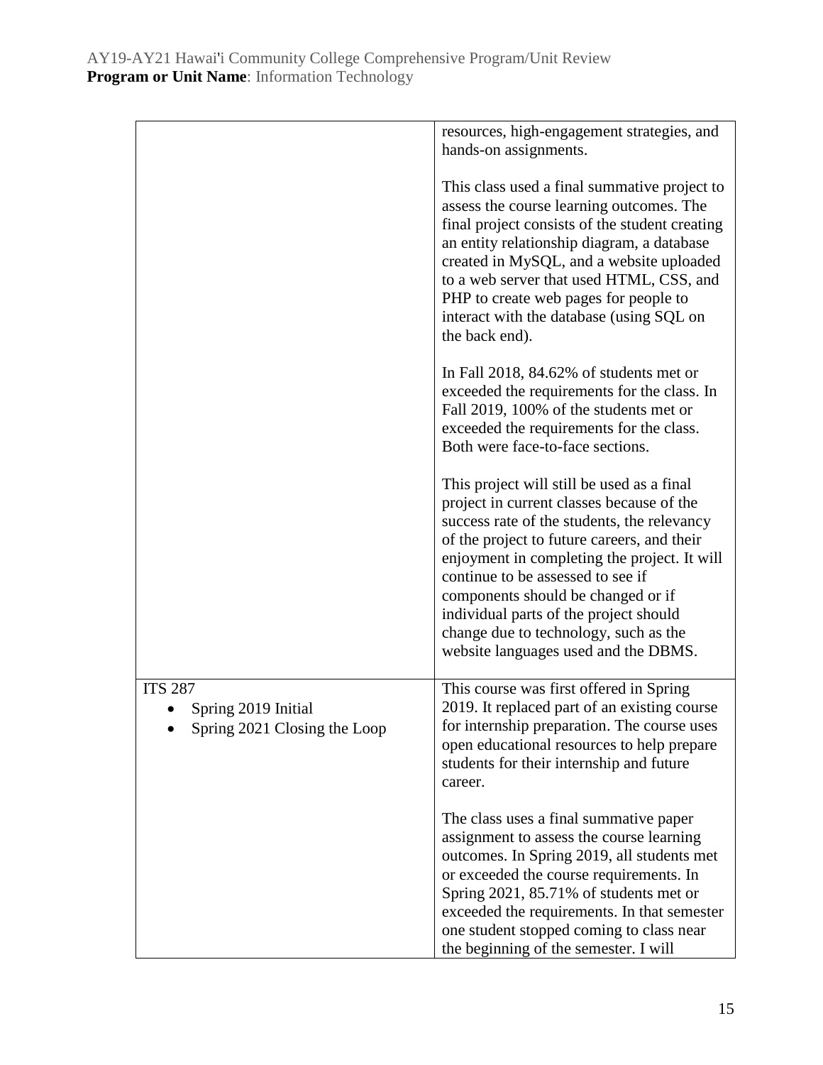| | |
|---|---|
| | resources, high-engagement strategies, and hands-on assignments.<br><br>This class used a final summative project to assess the course learning outcomes. The final project consists of the student creating an entity relationship diagram, a database created in MySQL, and a website uploaded to a web server that used HTML, CSS, and PHP to create web pages for people to interact with the database (using SQL on the back end).<br><br>In Fall 2018, 84.62% of students met or exceeded the requirements for the class. In Fall 2019, 100% of the students met or exceeded the requirements for the class. Both were face-to-face sections.<br><br>This project will still be used as a final project in current classes because of the success rate of the students, the relevancy of the project to future careers, and their enjoyment in completing the project. It will continue to be assessed to see if components should be changed or if individual parts of the project should change due to technology, such as the website languages used and the DBMS. |
| ITS 287<br>• Spring 2019 Initial<br>• Spring 2021 Closing the Loop | This course was first offered in Spring 2019. It replaced part of an existing course for internship preparation. The course uses open educational resources to help prepare students for their internship and future career.<br><br>The class uses a final summative paper assignment to assess the course learning outcomes. In Spring 2019, all students met or exceeded the course requirements. In Spring 2021, 85.71% of students met or exceeded the requirements. In that semester one student stopped coming to class near the beginning of the semester. I will |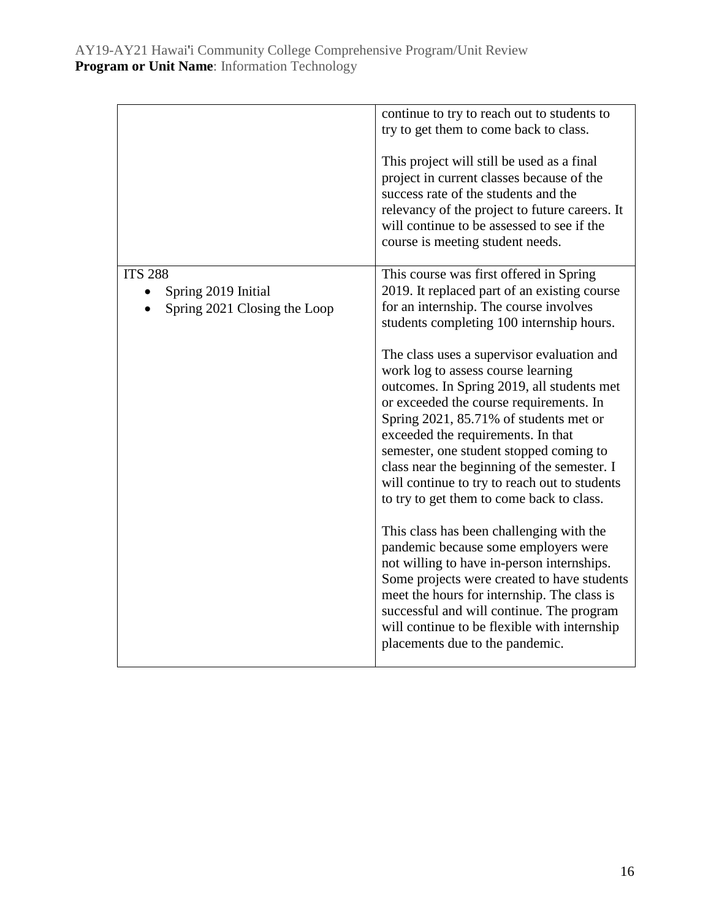| | |
|---|---|
| | continue to try to reach out to students to try to get them to come back to class.<br><br>This project will still be used as a final project in current classes because of the success rate of the students and the relevancy of the project to future careers. It will continue to be assessed to see if the course is meeting student needs. |
| ITS 288<br>• Spring 2019 Initial<br>• Spring 2021 Closing the Loop | This course was first offered in Spring 2019. It replaced part of an existing course for an internship. The course involves students completing 100 internship hours.<br><br>The class uses a supervisor evaluation and work log to assess course learning outcomes. In Spring 2019, all students met or exceeded the course requirements. In Spring 2021, 85.71% of students met or exceeded the requirements. In that semester, one student stopped coming to class near the beginning of the semester. I will continue to try to reach out to students to try to get them to come back to class.<br><br>This class has been challenging with the pandemic because some employers were not willing to have in-person internships. Some projects were created to have students meet the hours for internship. The class is successful and will continue. The program will continue to be flexible with internship placements due to the pandemic. |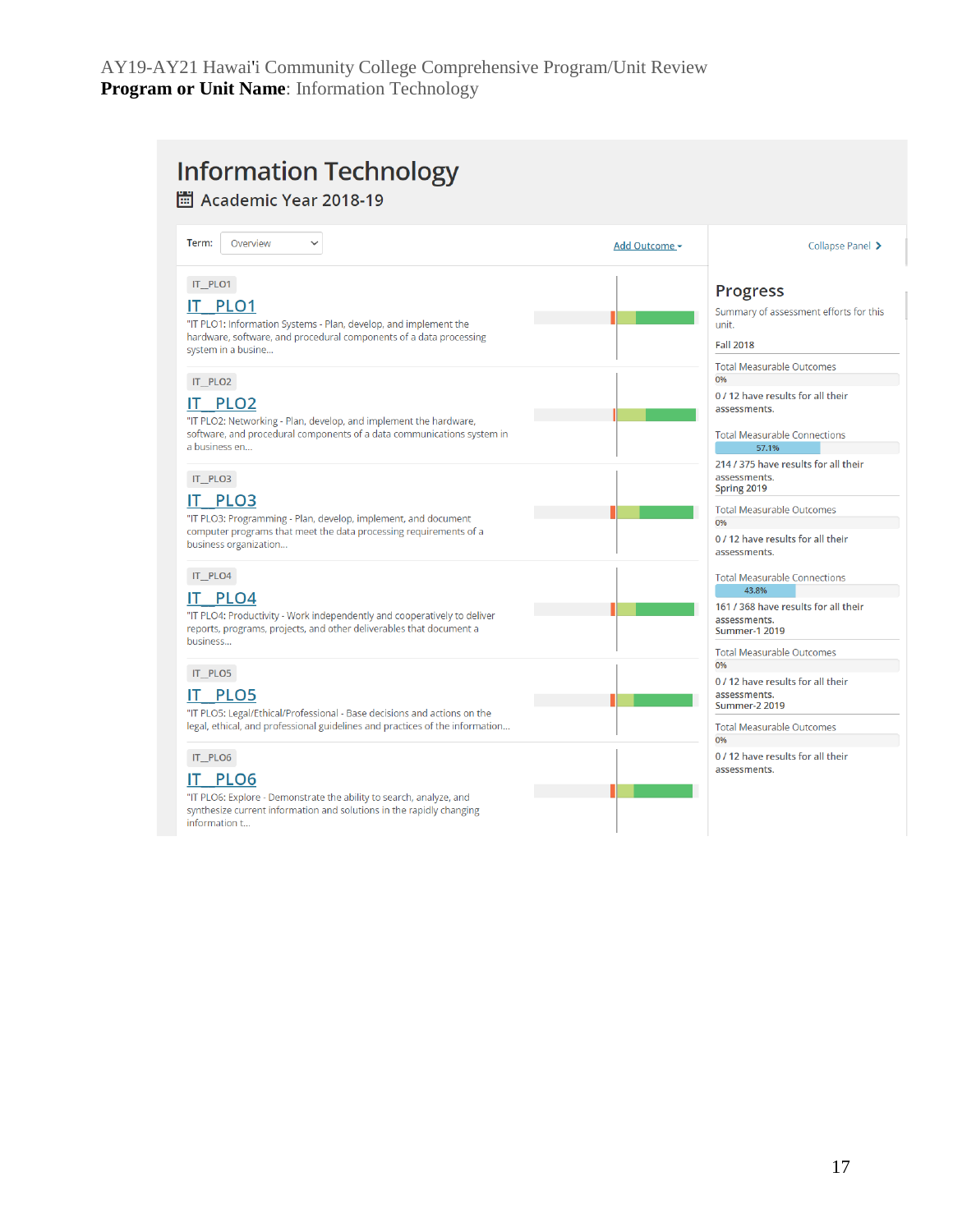AY19-AY21 Hawai'i Community College Comprehensive Program/Unit Review
**Program or Unit Name**: Information Technology

# Information Technology

## Academic Year 2018-19

Term: Overview

Add Outcome

Collapse Panel

IT_PLO1

### IT_PLO1

"IT PLO1: Information Systems - Plan, develop, and implement the hardware, software, and procedural components of a data processing system in a busine...

IT_PLO2

### IT_PLO2

"IT PLO2: Networking - Plan, develop, and implement the hardware, software, and procedural components of a data communications system in a business en...

IT_PLO3

### IT_PLO3

"IT PLO3: Programming - Plan, develop, implement, and document computer programs that meet the data processing requirements of a business organization...

IT_PLO4

### IT_PLO4

"IT PLO4: Productivity - Work independently and cooperatively to deliver reports, programs, projects, and other deliverables that document a business...

IT_PLO5

### IT_PLO5

"IT PLO5: Legal/Ethical/Professional - Base decisions and actions on the legal, ethical, and professional guidelines and practices of the information...

IT_PLO6

### IT_PLO6

"IT PLO6: Explore - Demonstrate the ability to search, analyze, and synthesize current information and solutions in the rapidly changing information t...

## Progress

Summary of assessment efforts for this unit.

**Fall 2018**

Total Measurable Outcomes
0%
0 / 12 have results for all their assessments.

Total Measurable Connections
57.1%
214 / 375 have results for all their assessments.

**Spring 2019**

Total Measurable Outcomes
0%
0 / 12 have results for all their assessments.

Total Measurable Connections
43.8%
161 / 368 have results for all their assessments.

**Summer-1 2019**

Total Measurable Outcomes
0%
0 / 12 have results for all their assessments.

**Summer-2 2019**

Total Measurable Outcomes
0%
0 / 12 have results for all their assessments.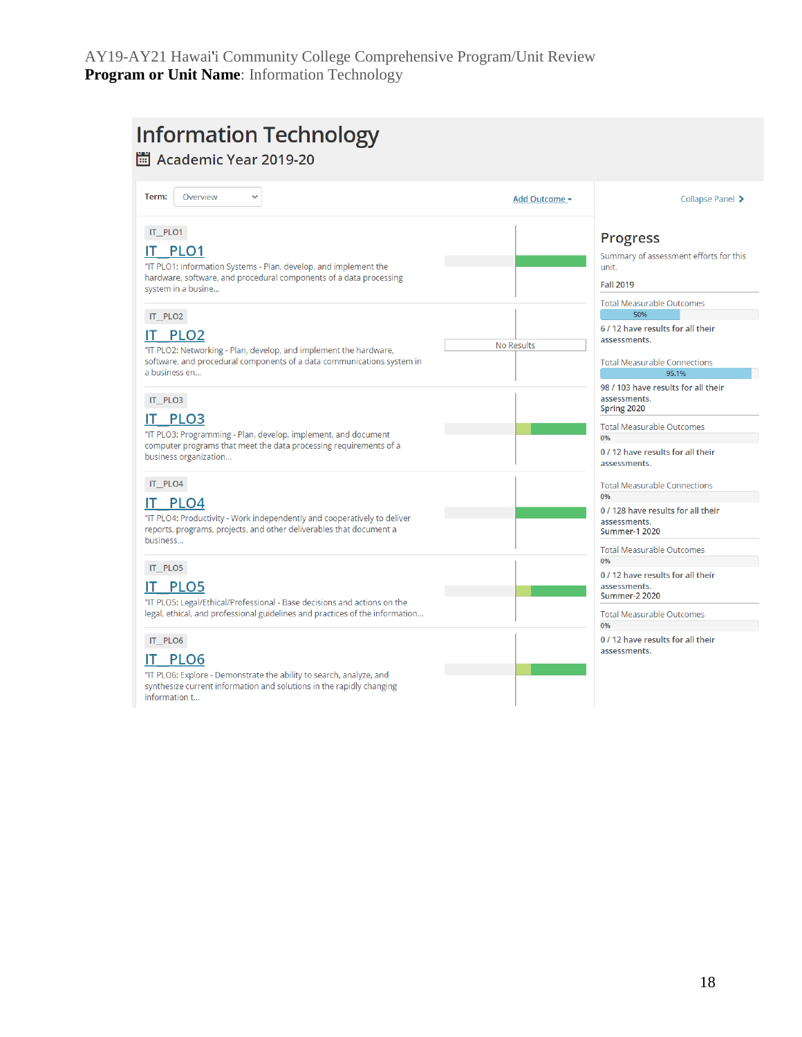AY19-AY21 Hawai'i Community College Comprehensive Program/Unit Review
**Program or Unit Name**: Information Technology

# Information Technology

## Academic Year 2019-20

Term: Overview

Add Outcome

IT_PLO1

### IT_PLO1

"IT PLO1: Information Systems - Plan, develop, and implement the hardware, software, and procedural components of a data processing system in a busine...

IT_PLO2

### IT_PLO2

"IT PLO2: Networking - Plan, develop, and implement the hardware, software, and procedural components of a data communications system in a business en...

No Results

IT_PLO3

### IT_PLO3

"IT PLO3: Programming - Plan, develop, implement, and document computer programs that meet the data processing requirements of a business organization...

IT_PLO4

### IT_PLO4

"IT PLO4: Productivity - Work independently and cooperatively to deliver reports, programs, projects, and other deliverables that document a business...

IT_PLO5

### IT_PLO5

"IT PLO5: Legal/Ethical/Professional - Base decisions and actions on the legal, ethical, and professional guidelines and practices of the information...

IT_PLO6

### IT_PLO6

"IT PLO6: Explore - Demonstrate the ability to search, analyze, and synthesize current information and solutions in the rapidly changing information t...

Collapse Panel

## Progress

Summary of assessment efforts for this unit.

**Fall 2019**

Total Measurable Outcomes

50%

6 / 12 have results for all their assessments.

Total Measurable Connections

95.1%

98 / 103 have results for all their assessments.

**Spring 2020**

Total Measurable Outcomes

0%

0 / 12 have results for all their assessments.

Total Measurable Connections

0%

0 / 128 have results for all their assessments.

**Summer-1 2020**

Total Measurable Outcomes

0%

0 / 12 have results for all their assessments.

**Summer-2 2020**

Total Measurable Outcomes

0%

0 / 12 have results for all their assessments.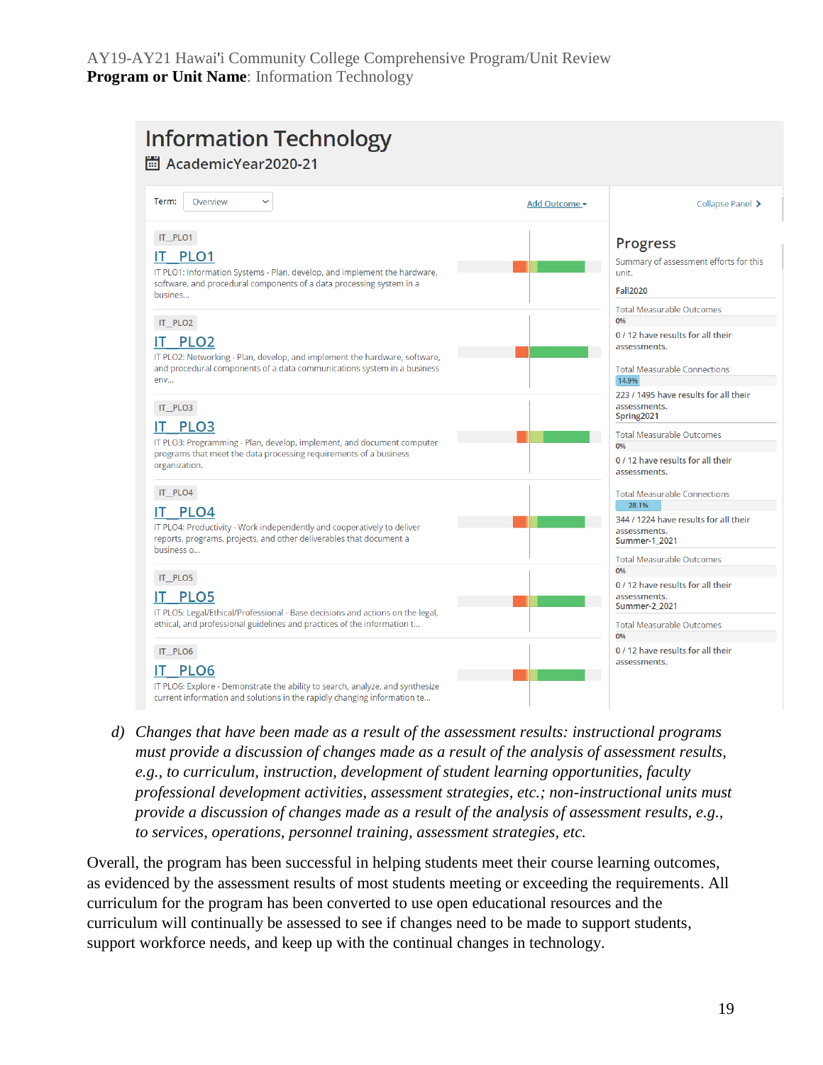Information Technology

AcademicYear2020-21

Term: Overview

Add Outcome

Collapse Panel

IT_PLO1

IT_PLO1

IT PLO1: Information Systems - Plan, develop, and implement the hardware, software, and procedural components of a data processing system in a busines...

IT_PLO2

IT_PLO2

IT PLO2: Networking - Plan, develop, and implement the hardware, software, and procedural components of a data communications system in a business env...

IT_PLO3

IT_PLO3

IT PLO3: Programming - Plan, develop, implement, and document computer programs that meet the data processing requirements of a business organization.

IT_PLO4

IT_PLO4

IT PLO4: Productivity - Work independently and cooperatively to deliver reports, programs, projects, and other deliverables that document a business o...

IT_PLO5

IT_PLO5

IT PLO5: Legal/Ethical/Professional - Base decisions and actions on the legal, ethical, and professional guidelines and practices of the information t...

IT_PLO6

IT_PLO6

IT PLO6: Explore - Demonstrate the ability to search, analyze, and synthesize current information and solutions in the rapidly changing information te...

Progress

Summary of assessment efforts for this unit.

Fall2020

Total Measurable Outcomes

0%

0 / 12 have results for all their assessments.

Total Measurable Connections

14.9%

223 / 1495 have results for all their assessments.

Spring2021

Total Measurable Outcomes

0%

0 / 12 have results for all their assessments.

Total Measurable Connections

28.1%

344 / 1224 have results for all their assessments.

Summer-1_2021

Total Measurable Outcomes

0%

0 / 12 have results for all their assessments.

Summer-2_2021

Total Measurable Outcomes

0%

0 / 12 have results for all their assessments.

d) *Changes that have been made as a result of the assessment results: instructional programs must provide a discussion of changes made as a result of the analysis of assessment results, e.g., to curriculum, instruction, development of student learning opportunities, faculty professional development activities, assessment strategies, etc.; non-instructional units must provide a discussion of changes made as a result of the analysis of assessment results, e.g., to services, operations, personnel training, assessment strategies, etc.*

Overall, the program has been successful in helping students meet their course learning outcomes, as evidenced by the assessment results of most students meeting or exceeding the requirements. All curriculum for the program has been converted to use open educational resources and the curriculum will continually be assessed to see if changes need to be made to support students, support workforce needs, and keep up with the continual changes in technology.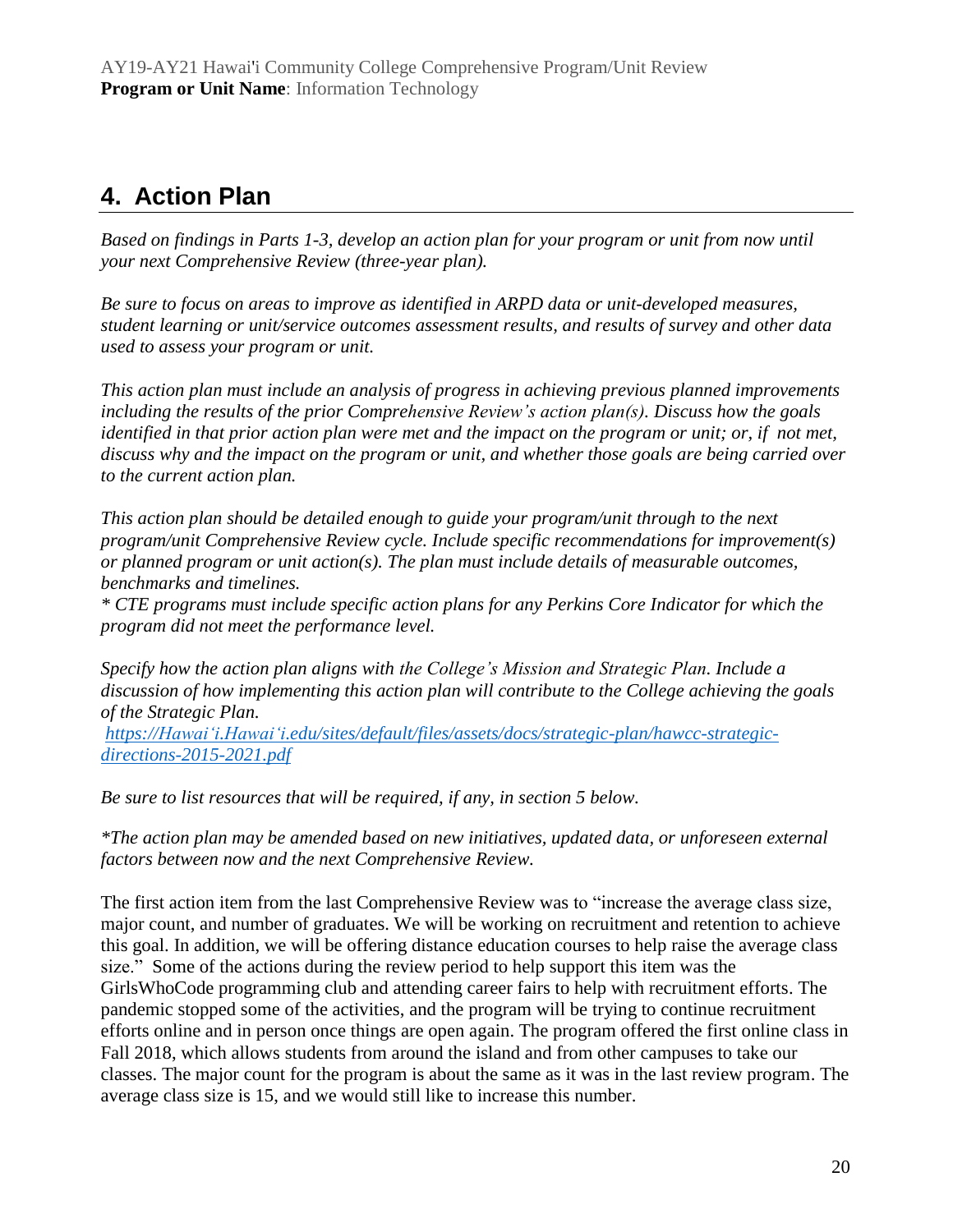## 4. Action Plan

*Based on findings in Parts 1-3, develop an action plan for your program or unit from now until your next Comprehensive Review (three-year plan).*

*Be sure to focus on areas to improve as identified in ARPD data or unit-developed measures, student learning or unit/service outcomes assessment results, and results of survey and other data used to assess your program or unit.*

*This action plan must include an analysis of progress in achieving previous planned improvements including the results of the prior Comprehensive Review's action plan(s). Discuss how the goals identified in that prior action plan were met and the impact on the program or unit; or, if not met, discuss why and the impact on the program or unit, and whether those goals are being carried over to the current action plan.*

*This action plan should be detailed enough to guide your program/unit through to the next program/unit Comprehensive Review cycle. Include specific recommendations for improvement(s) or planned program or unit action(s). The plan must include details of measurable outcomes, benchmarks and timelines.*

** CTE programs must include specific action plans for any Perkins Core Indicator for which the program did not meet the performance level.*

*Specify how the action plan aligns with the College's Mission and Strategic Plan. Include a discussion of how implementing this action plan will contribute to the College achieving the goals of the Strategic Plan.*

[https://Hawai'i.Hawai'i.edu/sites/default/files/assets/docs/strategic-plan/hawcc-strategic-directions-2015-2021.pdf](https://Hawai'i.Hawai'i.edu/sites/default/files/assets/docs/strategic-plan/hawcc-strategic-directions-2015-2021.pdf)

*Be sure to list resources that will be required, if any, in section 5 below.*

**The action plan may be amended based on new initiatives, updated data, or unforeseen external factors between now and the next Comprehensive Review.*

The first action item from the last Comprehensive Review was to "increase the average class size, major count, and number of graduates. We will be working on recruitment and retention to achieve this goal. In addition, we will be offering distance education courses to help raise the average class size." Some of the actions during the review period to help support this item was the GirlsWhoCode programming club and attending career fairs to help with recruitment efforts. The pandemic stopped some of the activities, and the program will be trying to continue recruitment efforts online and in person once things are open again. The program offered the first online class in Fall 2018, which allows students from around the island and from other campuses to take our classes. The major count for the program is about the same as it was in the last review program. The average class size is 15, and we would still like to increase this number.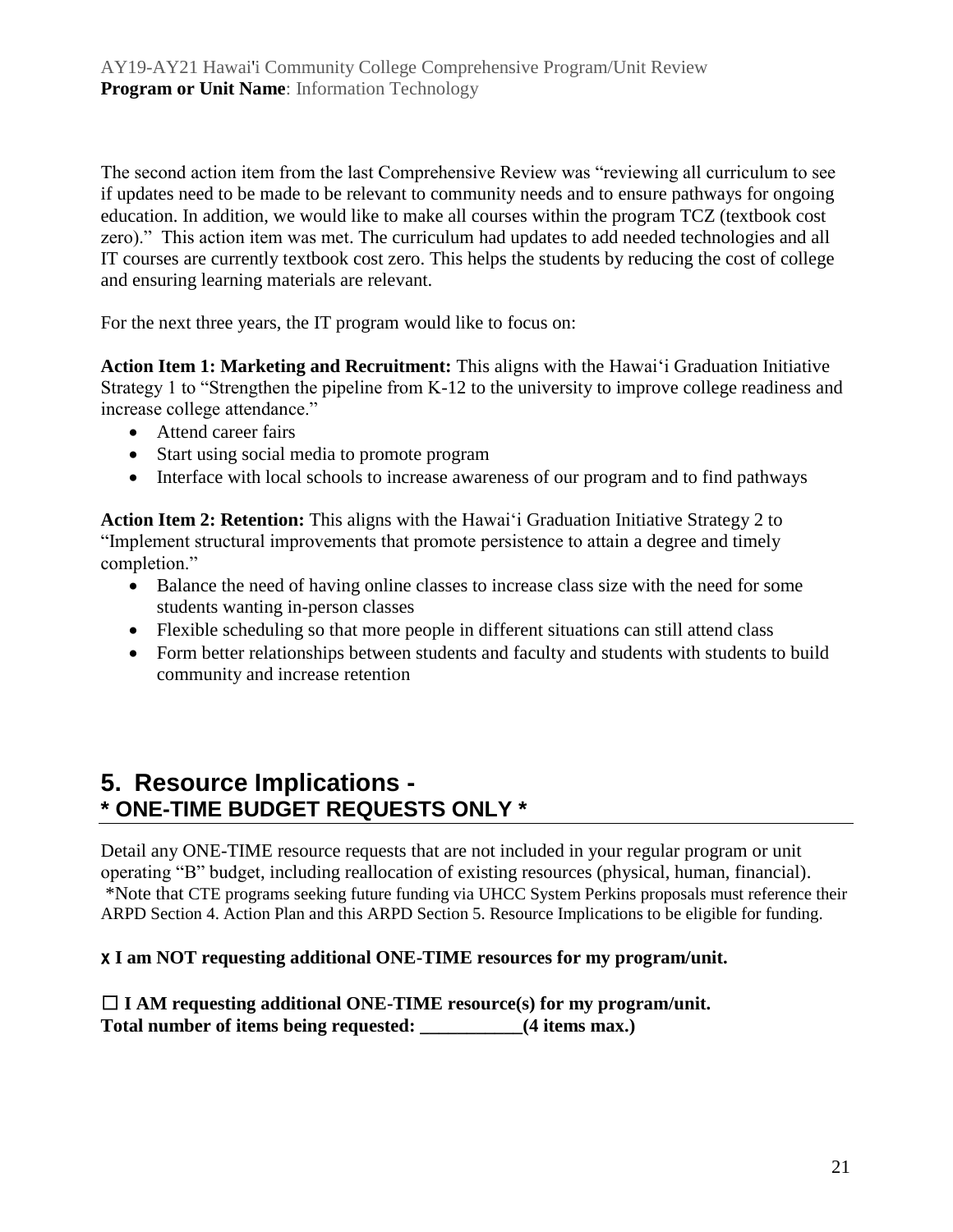The second action item from the last Comprehensive Review was "reviewing all curriculum to see if updates need to be made to be relevant to community needs and to ensure pathways for ongoing education. In addition, we would like to make all courses within the program TCZ (textbook cost zero)." This action item was met. The curriculum had updates to add needed technologies and all IT courses are currently textbook cost zero. This helps the students by reducing the cost of college and ensuring learning materials are relevant.

For the next three years, the IT program would like to focus on:

**Action Item 1: Marketing and Recruitment:** This aligns with the Hawaiʻi Graduation Initiative Strategy 1 to "Strengthen the pipeline from K-12 to the university to improve college readiness and increase college attendance."

- Attend career fairs
- Start using social media to promote program
- Interface with local schools to increase awareness of our program and to find pathways

**Action Item 2: Retention:** This aligns with the Hawaiʻi Graduation Initiative Strategy 2 to "Implement structural improvements that promote persistence to attain a degree and timely completion."

- Balance the need of having online classes to increase class size with the need for some students wanting in-person classes
- Flexible scheduling so that more people in different situations can still attend class
- Form better relationships between students and faculty and students with students to build community and increase retention

## 5. Resource Implications - * ONE-TIME BUDGET REQUESTS ONLY *

Detail any ONE-TIME resource requests that are not included in your regular program or unit operating "B" budget, including reallocation of existing resources (physical, human, financial).
*Note that CTE programs seeking future funding via UHCC System Perkins proposals must reference their ARPD Section 4. Action Plan and this ARPD Section 5. Resource Implications to be eligible for funding.

**x I am NOT requesting additional ONE-TIME resources for my program/unit.**

**☐ I AM requesting additional ONE-TIME resource(s) for my program/unit.**
**Total number of items being requested: ___________(4 items max.)**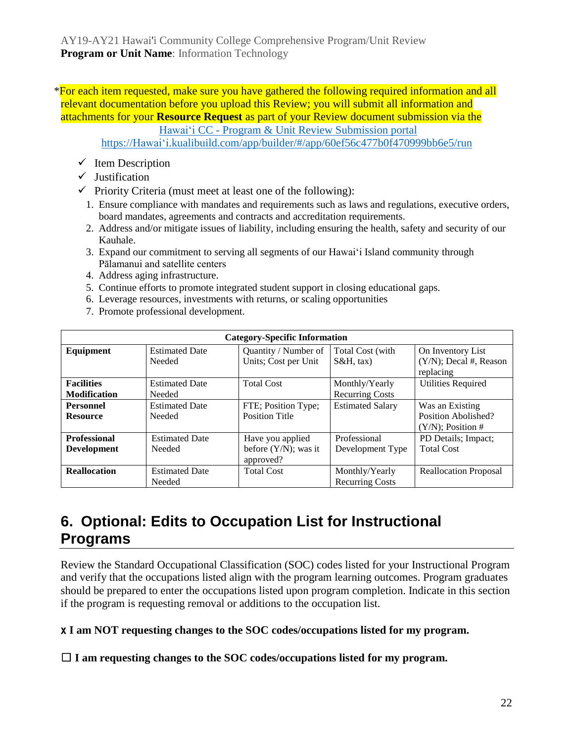*For each item requested, make sure you have gathered the following required information and all relevant documentation before you upload this Review; you will submit all information and attachments for your **Resource Request** as part of your Review document submission via the [Hawai'i CC - Program & Unit Review Submission portal](https://Hawai'i.kualibuild.com/app/builder/#/app/60ef56c477b0f470999bb6e5/run)
https://Hawai'i.kualibuild.com/app/builder/#/app/60ef56c477b0f470999bb6e5/run

- ✓ Item Description
- ✓ Justification
- ✓ Priority Criteria (must meet at least one of the following):

1. Ensure compliance with mandates and requirements such as laws and regulations, executive orders, board mandates, agreements and contracts and accreditation requirements.
2. Address and/or mitigate issues of liability, including ensuring the health, safety and security of our Kauhale.
3. Expand our commitment to serving all segments of our Hawai'i Island community through Pālamanui and satellite centers
4. Address aging infrastructure.
5. Continue efforts to promote integrated student support in closing educational gaps.
6. Leverage resources, investments with returns, or scaling opportunities
7. Promote professional development.

| Category-Specific Information | | | | |
|---|---|---|---|---|
| **Equipment** | Estimated Date Needed | Quantity / Number of Units; Cost per Unit | Total Cost (with S&H, tax) | On Inventory List (Y/N); Decal #, Reason replacing |
| **Facilities Modification** | Estimated Date Needed | Total Cost | Monthly/Yearly Recurring Costs | Utilities Required |
| **Personnel Resource** | Estimated Date Needed | FTE; Position Type; Position Title | Estimated Salary | Was an Existing Position Abolished? (Y/N); Position # |
| **Professional Development** | Estimated Date Needed | Have you applied before (Y/N); was it approved? | Professional Development Type | PD Details; Impact; Total Cost |
| **Reallocation** | Estimated Date Needed | Total Cost | Monthly/Yearly Recurring Costs | Reallocation Proposal |

## 6. Optional: Edits to Occupation List for Instructional Programs

Review the Standard Occupational Classification (SOC) codes listed for your Instructional Program and verify that the occupations listed align with the program learning outcomes. Program graduates should be prepared to enter the occupations listed upon program completion. Indicate in this section if the program is requesting removal or additions to the occupation list.

**x I am NOT requesting changes to the SOC codes/occupations listed for my program.**

**☐ I am requesting changes to the SOC codes/occupations listed for my program.**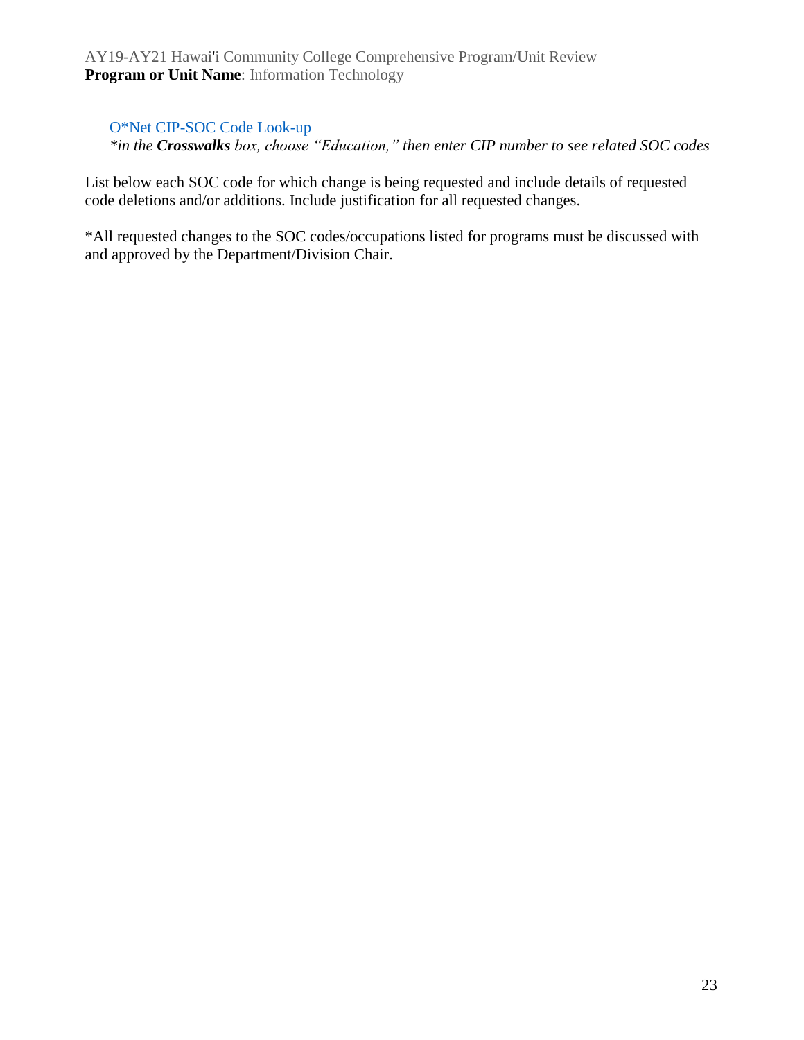[O*Net CIP-SOC Code Look-up]

*\*in the **Crosswalks** box, choose "Education," then enter CIP number to see related SOC codes*

List below each SOC code for which change is being requested and include details of requested code deletions and/or additions. Include justification for all requested changes.

*All requested changes to the SOC codes/occupations listed for programs must be discussed with and approved by the Department/Division Chair.